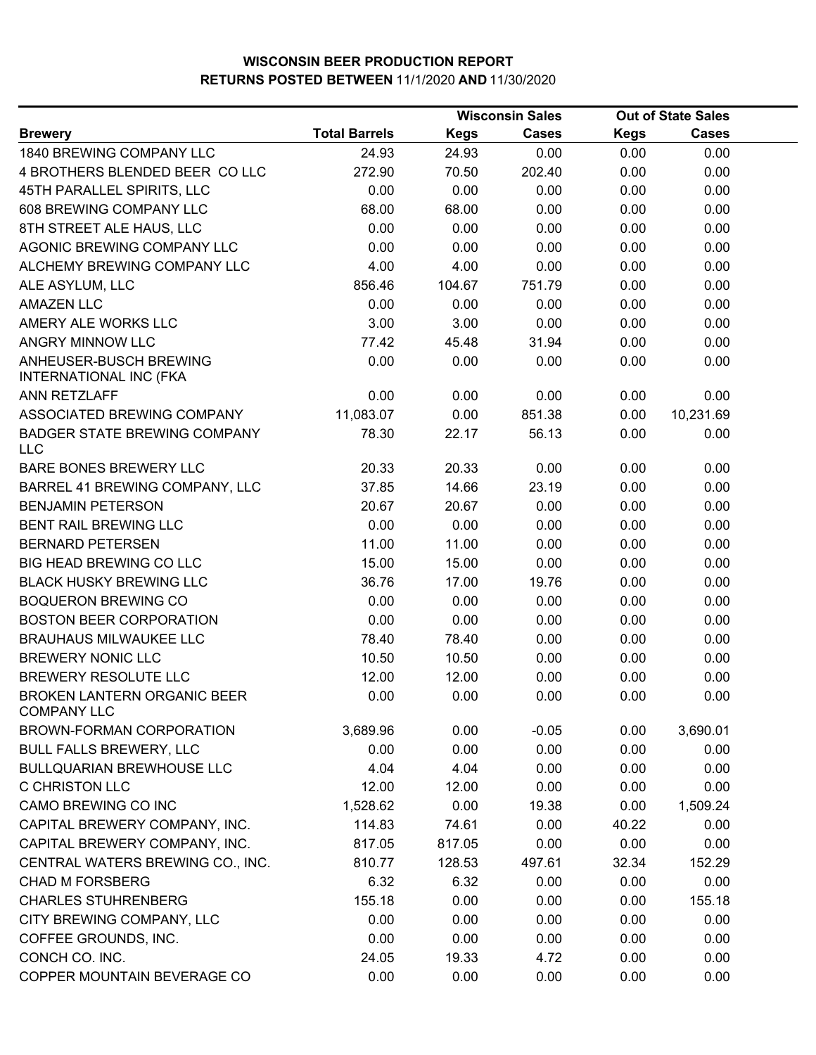# WISCONSIN BEER PRODUCTION REPORT
## RETURNS POSTED BETWEEN 11/1/2020 AND 11/30/2020

| Brewery | Total Barrels | Wisconsin Sales Kegs | Wisconsin Sales Cases | Out of State Sales Kegs | Out of State Sales Cases |
|---|---|---|---|---|---|
| 1840 BREWING COMPANY LLC | 24.93 | 24.93 | 0.00 | 0.00 | 0.00 |
| 4 BROTHERS BLENDED BEER CO LLC | 272.90 | 70.50 | 202.40 | 0.00 | 0.00 |
| 45TH PARALLEL SPIRITS, LLC | 0.00 | 0.00 | 0.00 | 0.00 | 0.00 |
| 608 BREWING COMPANY LLC | 68.00 | 68.00 | 0.00 | 0.00 | 0.00 |
| 8TH STREET ALE HAUS, LLC | 0.00 | 0.00 | 0.00 | 0.00 | 0.00 |
| AGONIC BREWING COMPANY LLC | 0.00 | 0.00 | 0.00 | 0.00 | 0.00 |
| ALCHEMY BREWING COMPANY LLC | 4.00 | 4.00 | 0.00 | 0.00 | 0.00 |
| ALE ASYLUM, LLC | 856.46 | 104.67 | 751.79 | 0.00 | 0.00 |
| AMAZEN LLC | 0.00 | 0.00 | 0.00 | 0.00 | 0.00 |
| AMERY ALE WORKS LLC | 3.00 | 3.00 | 0.00 | 0.00 | 0.00 |
| ANGRY MINNOW LLC | 77.42 | 45.48 | 31.94 | 0.00 | 0.00 |
| ANHEUSER-BUSCH BREWING INTERNATIONAL INC (FKA | 0.00 | 0.00 | 0.00 | 0.00 | 0.00 |
| ANN RETZLAFF | 0.00 | 0.00 | 0.00 | 0.00 | 0.00 |
| ASSOCIATED BREWING COMPANY | 11,083.07 | 0.00 | 851.38 | 0.00 | 10,231.69 |
| BADGER STATE BREWING COMPANY LLC | 78.30 | 22.17 | 56.13 | 0.00 | 0.00 |
| BARE BONES BREWERY LLC | 20.33 | 20.33 | 0.00 | 0.00 | 0.00 |
| BARREL 41 BREWING COMPANY, LLC | 37.85 | 14.66 | 23.19 | 0.00 | 0.00 |
| BENJAMIN PETERSON | 20.67 | 20.67 | 0.00 | 0.00 | 0.00 |
| BENT RAIL BREWING LLC | 0.00 | 0.00 | 0.00 | 0.00 | 0.00 |
| BERNARD PETERSEN | 11.00 | 11.00 | 0.00 | 0.00 | 0.00 |
| BIG HEAD BREWING CO LLC | 15.00 | 15.00 | 0.00 | 0.00 | 0.00 |
| BLACK HUSKY BREWING LLC | 36.76 | 17.00 | 19.76 | 0.00 | 0.00 |
| BOQUERON BREWING CO | 0.00 | 0.00 | 0.00 | 0.00 | 0.00 |
| BOSTON BEER CORPORATION | 0.00 | 0.00 | 0.00 | 0.00 | 0.00 |
| BRAUHAUS MILWAUKEE LLC | 78.40 | 78.40 | 0.00 | 0.00 | 0.00 |
| BREWERY NONIC LLC | 10.50 | 10.50 | 0.00 | 0.00 | 0.00 |
| BREWERY RESOLUTE LLC | 12.00 | 12.00 | 0.00 | 0.00 | 0.00 |
| BROKEN LANTERN ORGANIC BEER COMPANY LLC | 0.00 | 0.00 | 0.00 | 0.00 | 0.00 |
| BROWN-FORMAN CORPORATION | 3,689.96 | 0.00 | -0.05 | 0.00 | 3,690.01 |
| BULL FALLS BREWERY, LLC | 0.00 | 0.00 | 0.00 | 0.00 | 0.00 |
| BULLQUARIAN BREWHOUSE LLC | 4.04 | 4.04 | 0.00 | 0.00 | 0.00 |
| C CHRISTON LLC | 12.00 | 12.00 | 0.00 | 0.00 | 0.00 |
| CAMO BREWING CO INC | 1,528.62 | 0.00 | 19.38 | 0.00 | 1,509.24 |
| CAPITAL BREWERY COMPANY, INC. | 114.83 | 74.61 | 0.00 | 40.22 | 0.00 |
| CAPITAL BREWERY COMPANY, INC. | 817.05 | 817.05 | 0.00 | 0.00 | 0.00 |
| CENTRAL WATERS BREWING CO., INC. | 810.77 | 128.53 | 497.61 | 32.34 | 152.29 |
| CHAD M FORSBERG | 6.32 | 6.32 | 0.00 | 0.00 | 0.00 |
| CHARLES STUHRENBERG | 155.18 | 0.00 | 0.00 | 0.00 | 155.18 |
| CITY BREWING COMPANY, LLC | 0.00 | 0.00 | 0.00 | 0.00 | 0.00 |
| COFFEE GROUNDS, INC. | 0.00 | 0.00 | 0.00 | 0.00 | 0.00 |
| CONCH CO. INC. | 24.05 | 19.33 | 4.72 | 0.00 | 0.00 |
| COPPER MOUNTAIN BEVERAGE CO | 0.00 | 0.00 | 0.00 | 0.00 | 0.00 |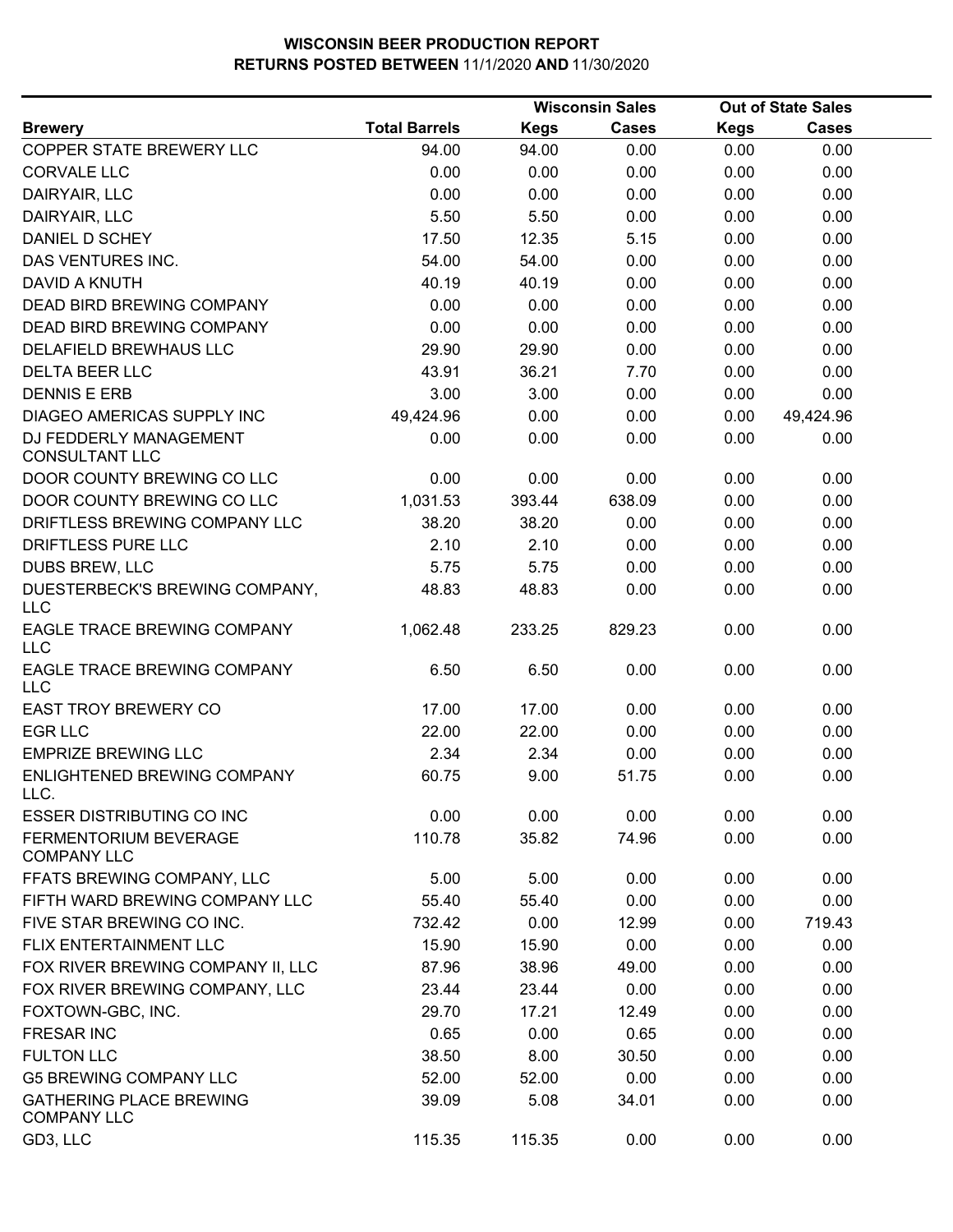# WISCONSIN BEER PRODUCTION REPORT

**RETURNS POSTED BETWEEN** 11/1/2020 **AND** 11/30/2020

| | | Wisconsin Sales | | Out of State Sales | |
|---|---|---|---|---|---|
| **Brewery** | **Total Barrels** | **Kegs** | **Cases** | **Kegs** | **Cases** |
| COPPER STATE BREWERY LLC | 94.00 | 94.00 | 0.00 | 0.00 | 0.00 |
| CORVALE LLC | 0.00 | 0.00 | 0.00 | 0.00 | 0.00 |
| DAIRYAIR, LLC | 0.00 | 0.00 | 0.00 | 0.00 | 0.00 |
| DAIRYAIR, LLC | 5.50 | 5.50 | 0.00 | 0.00 | 0.00 |
| DANIEL D SCHEY | 17.50 | 12.35 | 5.15 | 0.00 | 0.00 |
| DAS VENTURES INC. | 54.00 | 54.00 | 0.00 | 0.00 | 0.00 |
| DAVID A KNUTH | 40.19 | 40.19 | 0.00 | 0.00 | 0.00 |
| DEAD BIRD BREWING COMPANY | 0.00 | 0.00 | 0.00 | 0.00 | 0.00 |
| DEAD BIRD BREWING COMPANY | 0.00 | 0.00 | 0.00 | 0.00 | 0.00 |
| DELAFIELD BREWHAUS LLC | 29.90 | 29.90 | 0.00 | 0.00 | 0.00 |
| DELTA BEER LLC | 43.91 | 36.21 | 7.70 | 0.00 | 0.00 |
| DENNIS E ERB | 3.00 | 3.00 | 0.00 | 0.00 | 0.00 |
| DIAGEO AMERICAS SUPPLY INC | 49,424.96 | 0.00 | 0.00 | 0.00 | 49,424.96 |
| DJ FEDDERLY MANAGEMENT CONSULTANT LLC | 0.00 | 0.00 | 0.00 | 0.00 | 0.00 |
| DOOR COUNTY BREWING CO LLC | 0.00 | 0.00 | 0.00 | 0.00 | 0.00 |
| DOOR COUNTY BREWING CO LLC | 1,031.53 | 393.44 | 638.09 | 0.00 | 0.00 |
| DRIFTLESS BREWING COMPANY LLC | 38.20 | 38.20 | 0.00 | 0.00 | 0.00 |
| DRIFTLESS PURE LLC | 2.10 | 2.10 | 0.00 | 0.00 | 0.00 |
| DUBS BREW, LLC | 5.75 | 5.75 | 0.00 | 0.00 | 0.00 |
| DUESTERBECK'S BREWING COMPANY, LLC | 48.83 | 48.83 | 0.00 | 0.00 | 0.00 |
| EAGLE TRACE BREWING COMPANY LLC | 1,062.48 | 233.25 | 829.23 | 0.00 | 0.00 |
| EAGLE TRACE BREWING COMPANY LLC | 6.50 | 6.50 | 0.00 | 0.00 | 0.00 |
| EAST TROY BREWERY CO | 17.00 | 17.00 | 0.00 | 0.00 | 0.00 |
| EGR LLC | 22.00 | 22.00 | 0.00 | 0.00 | 0.00 |
| EMPRIZE BREWING LLC | 2.34 | 2.34 | 0.00 | 0.00 | 0.00 |
| ENLIGHTENED BREWING COMPANY LLC. | 60.75 | 9.00 | 51.75 | 0.00 | 0.00 |
| ESSER DISTRIBUTING CO INC | 0.00 | 0.00 | 0.00 | 0.00 | 0.00 |
| FERMENTORIUM BEVERAGE COMPANY LLC | 110.78 | 35.82 | 74.96 | 0.00 | 0.00 |
| FFATS BREWING COMPANY, LLC | 5.00 | 5.00 | 0.00 | 0.00 | 0.00 |
| FIFTH WARD BREWING COMPANY LLC | 55.40 | 55.40 | 0.00 | 0.00 | 0.00 |
| FIVE STAR BREWING CO INC. | 732.42 | 0.00 | 12.99 | 0.00 | 719.43 |
| FLIX ENTERTAINMENT LLC | 15.90 | 15.90 | 0.00 | 0.00 | 0.00 |
| FOX RIVER BREWING COMPANY II, LLC | 87.96 | 38.96 | 49.00 | 0.00 | 0.00 |
| FOX RIVER BREWING COMPANY, LLC | 23.44 | 23.44 | 0.00 | 0.00 | 0.00 |
| FOXTOWN-GBC, INC. | 29.70 | 17.21 | 12.49 | 0.00 | 0.00 |
| FRESAR INC | 0.65 | 0.00 | 0.65 | 0.00 | 0.00 |
| FULTON LLC | 38.50 | 8.00 | 30.50 | 0.00 | 0.00 |
| G5 BREWING COMPANY LLC | 52.00 | 52.00 | 0.00 | 0.00 | 0.00 |
| GATHERING PLACE BREWING COMPANY LLC | 39.09 | 5.08 | 34.01 | 0.00 | 0.00 |
| GD3, LLC | 115.35 | 115.35 | 0.00 | 0.00 | 0.00 |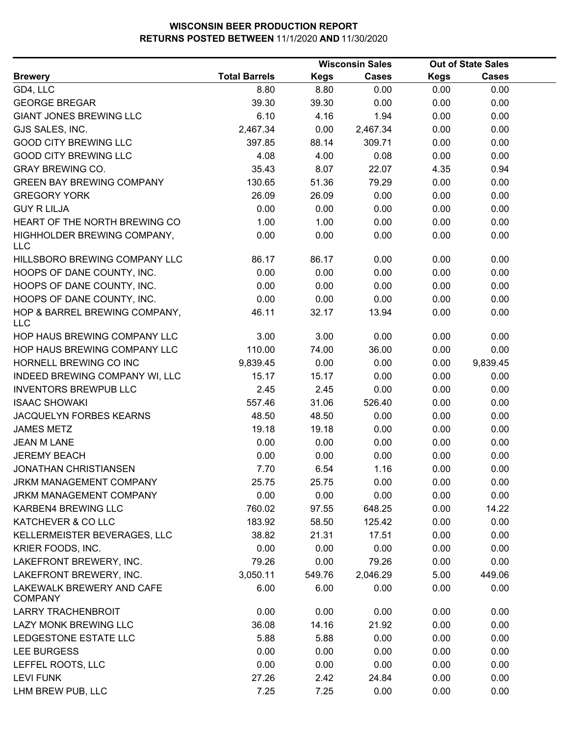**WISCONSIN BEER PRODUCTION REPORT**
**RETURNS POSTED BETWEEN** 11/1/2020 **AND** 11/30/2020

| Brewery | Total Barrels | Wisconsin Sales Kegs | Wisconsin Sales Cases | Out of State Sales Kegs | Out of State Sales Cases |
|---|---|---|---|---|---|
| GD4, LLC | 8.80 | 8.80 | 0.00 | 0.00 | 0.00 |
| GEORGE BREGAR | 39.30 | 39.30 | 0.00 | 0.00 | 0.00 |
| GIANT JONES BREWING LLC | 6.10 | 4.16 | 1.94 | 0.00 | 0.00 |
| GJS SALES, INC. | 2,467.34 | 0.00 | 2,467.34 | 0.00 | 0.00 |
| GOOD CITY BREWING LLC | 397.85 | 88.14 | 309.71 | 0.00 | 0.00 |
| GOOD CITY BREWING LLC | 4.08 | 4.00 | 0.08 | 0.00 | 0.00 |
| GRAY BREWING CO. | 35.43 | 8.07 | 22.07 | 4.35 | 0.94 |
| GREEN BAY BREWING COMPANY | 130.65 | 51.36 | 79.29 | 0.00 | 0.00 |
| GREGORY YORK | 26.09 | 26.09 | 0.00 | 0.00 | 0.00 |
| GUY R LILJA | 0.00 | 0.00 | 0.00 | 0.00 | 0.00 |
| HEART OF THE NORTH BREWING CO | 1.00 | 1.00 | 0.00 | 0.00 | 0.00 |
| HIGHHOLDER BREWING COMPANY, LLC | 0.00 | 0.00 | 0.00 | 0.00 | 0.00 |
| HILLSBORO BREWING COMPANY LLC | 86.17 | 86.17 | 0.00 | 0.00 | 0.00 |
| HOOPS OF DANE COUNTY, INC. | 0.00 | 0.00 | 0.00 | 0.00 | 0.00 |
| HOOPS OF DANE COUNTY, INC. | 0.00 | 0.00 | 0.00 | 0.00 | 0.00 |
| HOOPS OF DANE COUNTY, INC. | 0.00 | 0.00 | 0.00 | 0.00 | 0.00 |
| HOP & BARREL BREWING COMPANY, LLC | 46.11 | 32.17 | 13.94 | 0.00 | 0.00 |
| HOP HAUS BREWING COMPANY LLC | 3.00 | 3.00 | 0.00 | 0.00 | 0.00 |
| HOP HAUS BREWING COMPANY LLC | 110.00 | 74.00 | 36.00 | 0.00 | 0.00 |
| HORNELL BREWING CO INC | 9,839.45 | 0.00 | 0.00 | 0.00 | 9,839.45 |
| INDEED BREWING COMPANY WI, LLC | 15.17 | 15.17 | 0.00 | 0.00 | 0.00 |
| INVENTORS BREWPUB LLC | 2.45 | 2.45 | 0.00 | 0.00 | 0.00 |
| ISAAC SHOWAKI | 557.46 | 31.06 | 526.40 | 0.00 | 0.00 |
| JACQUELYN FORBES KEARNS | 48.50 | 48.50 | 0.00 | 0.00 | 0.00 |
| JAMES METZ | 19.18 | 19.18 | 0.00 | 0.00 | 0.00 |
| JEAN M LANE | 0.00 | 0.00 | 0.00 | 0.00 | 0.00 |
| JEREMY BEACH | 0.00 | 0.00 | 0.00 | 0.00 | 0.00 |
| JONATHAN CHRISTIANSEN | 7.70 | 6.54 | 1.16 | 0.00 | 0.00 |
| JRKM MANAGEMENT COMPANY | 25.75 | 25.75 | 0.00 | 0.00 | 0.00 |
| JRKM MANAGEMENT COMPANY | 0.00 | 0.00 | 0.00 | 0.00 | 0.00 |
| KARBEN4 BREWING LLC | 760.02 | 97.55 | 648.25 | 0.00 | 14.22 |
| KATCHEVER & CO LLC | 183.92 | 58.50 | 125.42 | 0.00 | 0.00 |
| KELLERMEISTER BEVERAGES, LLC | 38.82 | 21.31 | 17.51 | 0.00 | 0.00 |
| KRIER FOODS, INC. | 0.00 | 0.00 | 0.00 | 0.00 | 0.00 |
| LAKEFRONT BREWERY, INC. | 79.26 | 0.00 | 79.26 | 0.00 | 0.00 |
| LAKEFRONT BREWERY, INC. | 3,050.11 | 549.76 | 2,046.29 | 5.00 | 449.06 |
| LAKEWALK BREWERY AND CAFE COMPANY | 6.00 | 6.00 | 0.00 | 0.00 | 0.00 |
| LARRY TRACHENBROIT | 0.00 | 0.00 | 0.00 | 0.00 | 0.00 |
| LAZY MONK BREWING LLC | 36.08 | 14.16 | 21.92 | 0.00 | 0.00 |
| LEDGESTONE ESTATE LLC | 5.88 | 5.88 | 0.00 | 0.00 | 0.00 |
| LEE BURGESS | 0.00 | 0.00 | 0.00 | 0.00 | 0.00 |
| LEFFEL ROOTS, LLC | 0.00 | 0.00 | 0.00 | 0.00 | 0.00 |
| LEVI FUNK | 27.26 | 2.42 | 24.84 | 0.00 | 0.00 |
| LHM BREW PUB, LLC | 7.25 | 7.25 | 0.00 | 0.00 | 0.00 |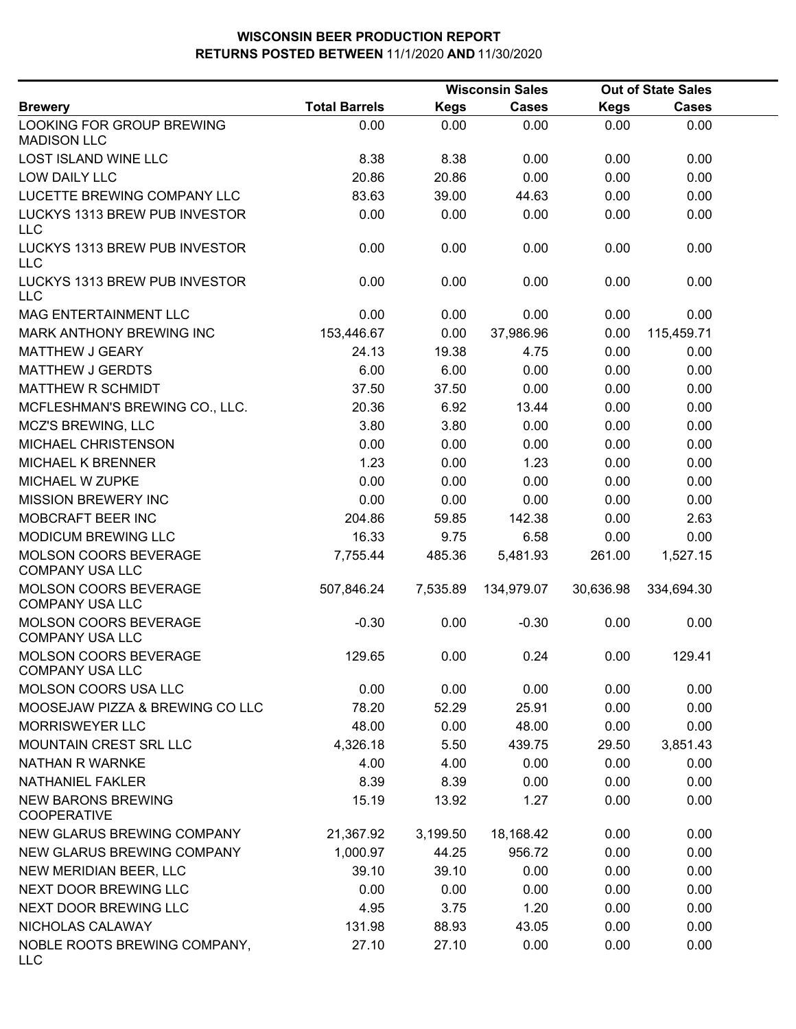# WISCONSIN BEER PRODUCTION REPORT

**RETURNS POSTED BETWEEN** 11/1/2020 **AND** 11/30/2020

| Brewery | Total Barrels | Wisconsin Sales Kegs | Wisconsin Sales Cases | Out of State Sales Kegs | Out of State Sales Cases |
|---|---|---|---|---|---|
| LOOKING FOR GROUP BREWING MADISON LLC | 0.00 | 0.00 | 0.00 | 0.00 | 0.00 |
| LOST ISLAND WINE LLC | 8.38 | 8.38 | 0.00 | 0.00 | 0.00 |
| LOW DAILY LLC | 20.86 | 20.86 | 0.00 | 0.00 | 0.00 |
| LUCETTE BREWING COMPANY LLC | 83.63 | 39.00 | 44.63 | 0.00 | 0.00 |
| LUCKYS 1313 BREW PUB INVESTOR LLC | 0.00 | 0.00 | 0.00 | 0.00 | 0.00 |
| LUCKYS 1313 BREW PUB INVESTOR LLC | 0.00 | 0.00 | 0.00 | 0.00 | 0.00 |
| LUCKYS 1313 BREW PUB INVESTOR LLC | 0.00 | 0.00 | 0.00 | 0.00 | 0.00 |
| MAG ENTERTAINMENT LLC | 0.00 | 0.00 | 0.00 | 0.00 | 0.00 |
| MARK ANTHONY BREWING INC | 153,446.67 | 0.00 | 37,986.96 | 0.00 | 115,459.71 |
| MATTHEW J GEARY | 24.13 | 19.38 | 4.75 | 0.00 | 0.00 |
| MATTHEW J GERDTS | 6.00 | 6.00 | 0.00 | 0.00 | 0.00 |
| MATTHEW R SCHMIDT | 37.50 | 37.50 | 0.00 | 0.00 | 0.00 |
| MCFLESHMAN'S BREWING CO., LLC. | 20.36 | 6.92 | 13.44 | 0.00 | 0.00 |
| MCZ'S BREWING, LLC | 3.80 | 3.80 | 0.00 | 0.00 | 0.00 |
| MICHAEL CHRISTENSON | 0.00 | 0.00 | 0.00 | 0.00 | 0.00 |
| MICHAEL K BRENNER | 1.23 | 0.00 | 1.23 | 0.00 | 0.00 |
| MICHAEL W ZUPKE | 0.00 | 0.00 | 0.00 | 0.00 | 0.00 |
| MISSION BREWERY INC | 0.00 | 0.00 | 0.00 | 0.00 | 0.00 |
| MOBCRAFT BEER INC | 204.86 | 59.85 | 142.38 | 0.00 | 2.63 |
| MODICUM BREWING LLC | 16.33 | 9.75 | 6.58 | 0.00 | 0.00 |
| MOLSON COORS BEVERAGE COMPANY USA LLC | 7,755.44 | 485.36 | 5,481.93 | 261.00 | 1,527.15 |
| MOLSON COORS BEVERAGE COMPANY USA LLC | 507,846.24 | 7,535.89 | 134,979.07 | 30,636.98 | 334,694.30 |
| MOLSON COORS BEVERAGE COMPANY USA LLC | -0.30 | 0.00 | -0.30 | 0.00 | 0.00 |
| MOLSON COORS BEVERAGE COMPANY USA LLC | 129.65 | 0.00 | 0.24 | 0.00 | 129.41 |
| MOLSON COORS USA LLC | 0.00 | 0.00 | 0.00 | 0.00 | 0.00 |
| MOOSEJAW PIZZA & BREWING CO LLC | 78.20 | 52.29 | 25.91 | 0.00 | 0.00 |
| MORRISWEYER LLC | 48.00 | 0.00 | 48.00 | 0.00 | 0.00 |
| MOUNTAIN CREST SRL LLC | 4,326.18 | 5.50 | 439.75 | 29.50 | 3,851.43 |
| NATHAN R WARNKE | 4.00 | 4.00 | 0.00 | 0.00 | 0.00 |
| NATHANIEL FAKLER | 8.39 | 8.39 | 0.00 | 0.00 | 0.00 |
| NEW BARONS BREWING COOPERATIVE | 15.19 | 13.92 | 1.27 | 0.00 | 0.00 |
| NEW GLARUS BREWING COMPANY | 21,367.92 | 3,199.50 | 18,168.42 | 0.00 | 0.00 |
| NEW GLARUS BREWING COMPANY | 1,000.97 | 44.25 | 956.72 | 0.00 | 0.00 |
| NEW MERIDIAN BEER, LLC | 39.10 | 39.10 | 0.00 | 0.00 | 0.00 |
| NEXT DOOR BREWING LLC | 0.00 | 0.00 | 0.00 | 0.00 | 0.00 |
| NEXT DOOR BREWING LLC | 4.95 | 3.75 | 1.20 | 0.00 | 0.00 |
| NICHOLAS CALAWAY | 131.98 | 88.93 | 43.05 | 0.00 | 0.00 |
| NOBLE ROOTS BREWING COMPANY, LLC | 27.10 | 27.10 | 0.00 | 0.00 | 0.00 |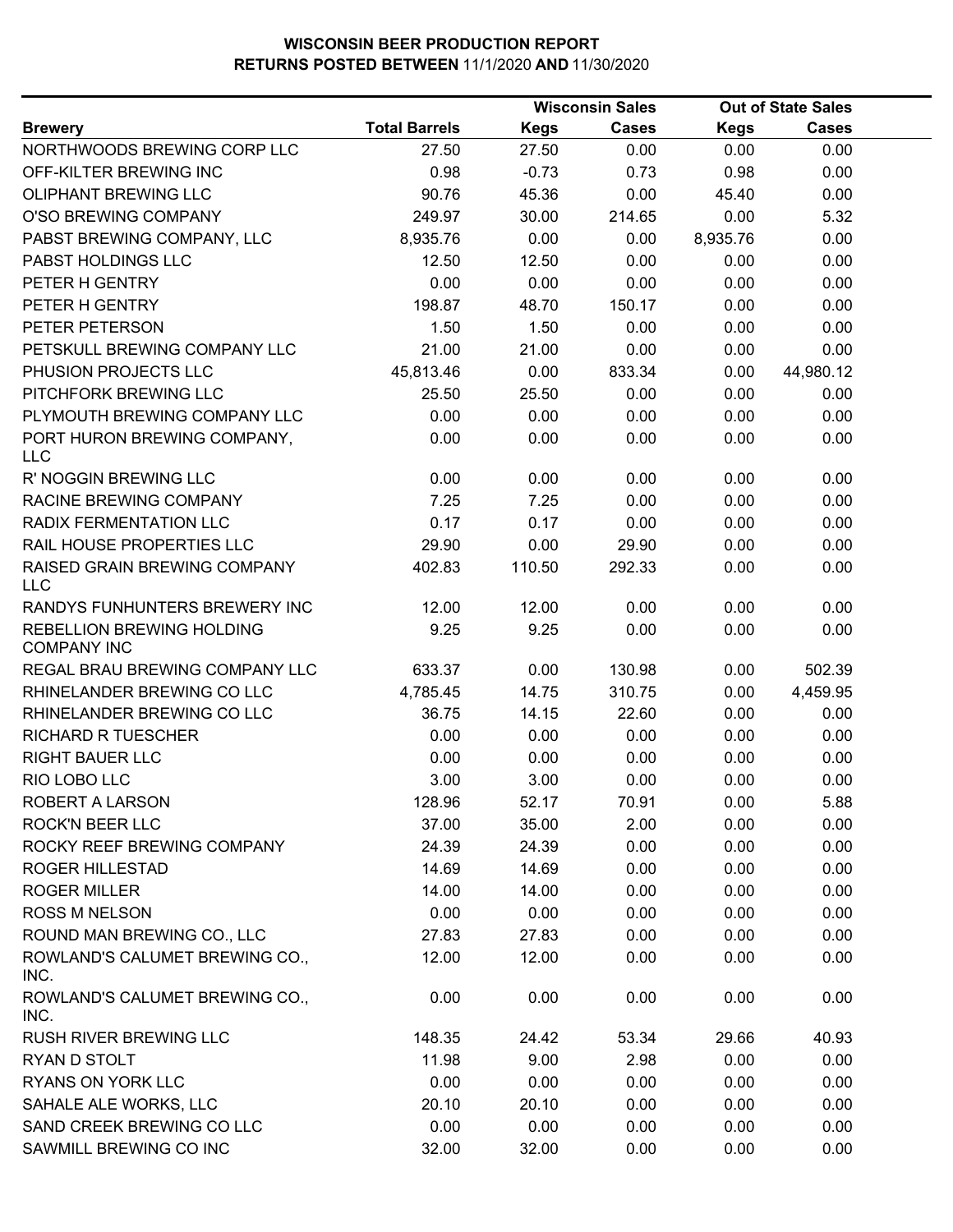# WISCONSIN BEER PRODUCTION REPORT
## RETURNS POSTED BETWEEN 11/1/2020 AND 11/30/2020

| Brewery | Total Barrels | Wisconsin Sales Kegs | Wisconsin Sales Cases | Out of State Sales Kegs | Out of State Sales Cases |
|---|---|---|---|---|---|
| NORTHWOODS BREWING CORP LLC | 27.50 | 27.50 | 0.00 | 0.00 | 0.00 |
| OFF-KILTER BREWING INC | 0.98 | -0.73 | 0.73 | 0.98 | 0.00 |
| OLIPHANT BREWING LLC | 90.76 | 45.36 | 0.00 | 45.40 | 0.00 |
| O'SO BREWING COMPANY | 249.97 | 30.00 | 214.65 | 0.00 | 5.32 |
| PABST BREWING COMPANY, LLC | 8,935.76 | 0.00 | 0.00 | 8,935.76 | 0.00 |
| PABST HOLDINGS LLC | 12.50 | 12.50 | 0.00 | 0.00 | 0.00 |
| PETER H GENTRY | 0.00 | 0.00 | 0.00 | 0.00 | 0.00 |
| PETER H GENTRY | 198.87 | 48.70 | 150.17 | 0.00 | 0.00 |
| PETER PETERSON | 1.50 | 1.50 | 0.00 | 0.00 | 0.00 |
| PETSKULL BREWING COMPANY LLC | 21.00 | 21.00 | 0.00 | 0.00 | 0.00 |
| PHUSION PROJECTS LLC | 45,813.46 | 0.00 | 833.34 | 0.00 | 44,980.12 |
| PITCHFORK BREWING LLC | 25.50 | 25.50 | 0.00 | 0.00 | 0.00 |
| PLYMOUTH BREWING COMPANY LLC | 0.00 | 0.00 | 0.00 | 0.00 | 0.00 |
| PORT HURON BREWING COMPANY, LLC | 0.00 | 0.00 | 0.00 | 0.00 | 0.00 |
| R' NOGGIN BREWING LLC | 0.00 | 0.00 | 0.00 | 0.00 | 0.00 |
| RACINE BREWING COMPANY | 7.25 | 7.25 | 0.00 | 0.00 | 0.00 |
| RADIX FERMENTATION LLC | 0.17 | 0.17 | 0.00 | 0.00 | 0.00 |
| RAIL HOUSE PROPERTIES LLC | 29.90 | 0.00 | 29.90 | 0.00 | 0.00 |
| RAISED GRAIN BREWING COMPANY LLC | 402.83 | 110.50 | 292.33 | 0.00 | 0.00 |
| RANDYS FUNHUNTERS BREWERY INC | 12.00 | 12.00 | 0.00 | 0.00 | 0.00 |
| REBELLION BREWING HOLDING COMPANY INC | 9.25 | 9.25 | 0.00 | 0.00 | 0.00 |
| REGAL BRAU BREWING COMPANY LLC | 633.37 | 0.00 | 130.98 | 0.00 | 502.39 |
| RHINELANDER BREWING CO LLC | 4,785.45 | 14.75 | 310.75 | 0.00 | 4,459.95 |
| RHINELANDER BREWING CO LLC | 36.75 | 14.15 | 22.60 | 0.00 | 0.00 |
| RICHARD R TUESCHER | 0.00 | 0.00 | 0.00 | 0.00 | 0.00 |
| RIGHT BAUER LLC | 0.00 | 0.00 | 0.00 | 0.00 | 0.00 |
| RIO LOBO LLC | 3.00 | 3.00 | 0.00 | 0.00 | 0.00 |
| ROBERT A LARSON | 128.96 | 52.17 | 70.91 | 0.00 | 5.88 |
| ROCK'N BEER LLC | 37.00 | 35.00 | 2.00 | 0.00 | 0.00 |
| ROCKY REEF BREWING COMPANY | 24.39 | 24.39 | 0.00 | 0.00 | 0.00 |
| ROGER HILLESTAD | 14.69 | 14.69 | 0.00 | 0.00 | 0.00 |
| ROGER MILLER | 14.00 | 14.00 | 0.00 | 0.00 | 0.00 |
| ROSS M NELSON | 0.00 | 0.00 | 0.00 | 0.00 | 0.00 |
| ROUND MAN BREWING CO., LLC | 27.83 | 27.83 | 0.00 | 0.00 | 0.00 |
| ROWLAND'S CALUMET BREWING CO., INC. | 12.00 | 12.00 | 0.00 | 0.00 | 0.00 |
| ROWLAND'S CALUMET BREWING CO., INC. | 0.00 | 0.00 | 0.00 | 0.00 | 0.00 |
| RUSH RIVER BREWING LLC | 148.35 | 24.42 | 53.34 | 29.66 | 40.93 |
| RYAN D STOLT | 11.98 | 9.00 | 2.98 | 0.00 | 0.00 |
| RYANS ON YORK LLC | 0.00 | 0.00 | 0.00 | 0.00 | 0.00 |
| SAHALE ALE WORKS, LLC | 20.10 | 20.10 | 0.00 | 0.00 | 0.00 |
| SAND CREEK BREWING CO LLC | 0.00 | 0.00 | 0.00 | 0.00 | 0.00 |
| SAWMILL BREWING CO INC | 32.00 | 32.00 | 0.00 | 0.00 | 0.00 |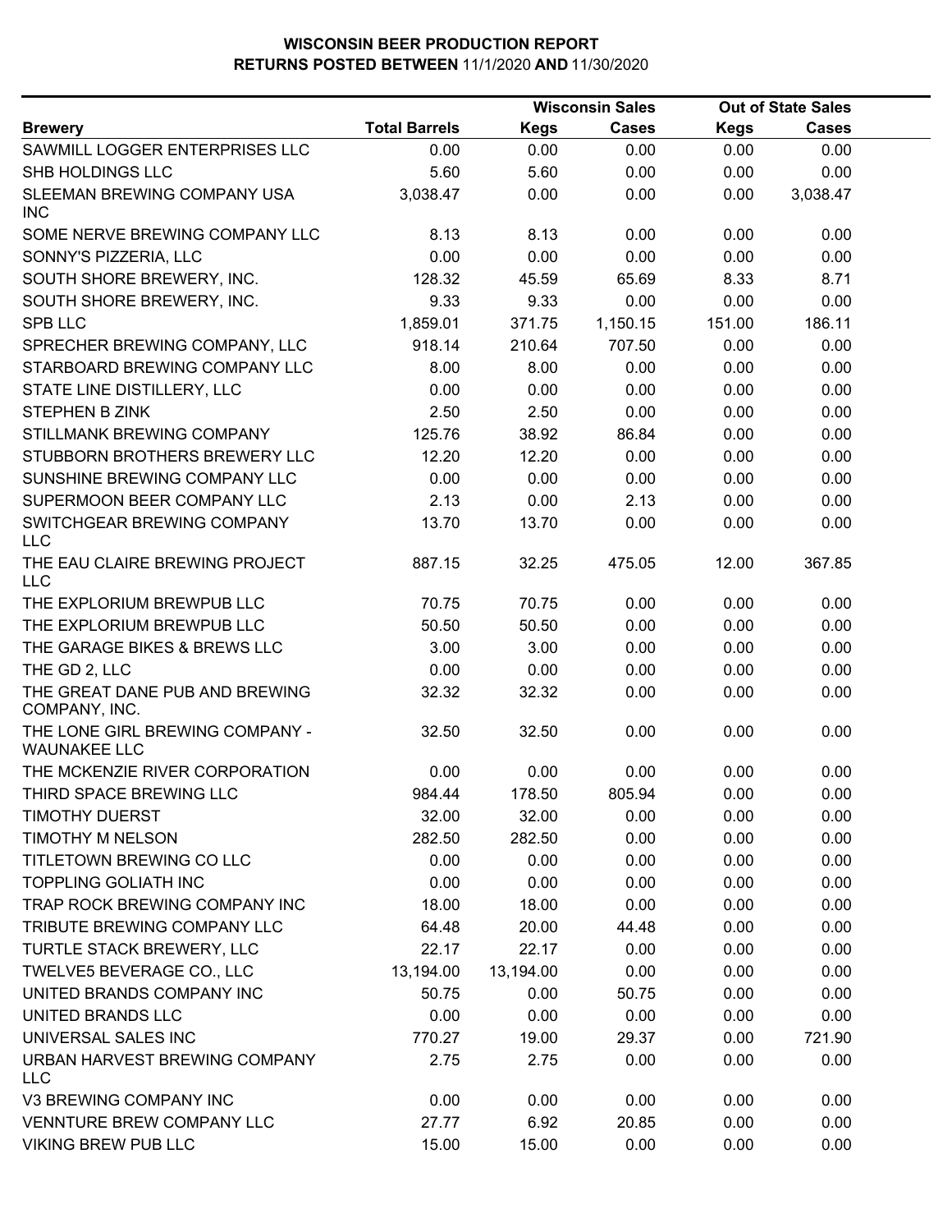# WISCONSIN BEER PRODUCTION REPORT
## RETURNS POSTED BETWEEN 11/1/2020 AND 11/30/2020

| Brewery | Total Barrels | Wisconsin Sales Kegs | Wisconsin Sales Cases | Out of State Sales Kegs | Out of State Sales Cases |
|---|---|---|---|---|---|
| SAWMILL LOGGER ENTERPRISES LLC | 0.00 | 0.00 | 0.00 | 0.00 | 0.00 |
| SHB HOLDINGS LLC | 5.60 | 5.60 | 0.00 | 0.00 | 0.00 |
| SLEEMAN BREWING COMPANY USA INC | 3,038.47 | 0.00 | 0.00 | 0.00 | 3,038.47 |
| SOME NERVE BREWING COMPANY LLC | 8.13 | 8.13 | 0.00 | 0.00 | 0.00 |
| SONNY'S PIZZERIA, LLC | 0.00 | 0.00 | 0.00 | 0.00 | 0.00 |
| SOUTH SHORE BREWERY, INC. | 128.32 | 45.59 | 65.69 | 8.33 | 8.71 |
| SOUTH SHORE BREWERY, INC. | 9.33 | 9.33 | 0.00 | 0.00 | 0.00 |
| SPB LLC | 1,859.01 | 371.75 | 1,150.15 | 151.00 | 186.11 |
| SPRECHER BREWING COMPANY, LLC | 918.14 | 210.64 | 707.50 | 0.00 | 0.00 |
| STARBOARD BREWING COMPANY LLC | 8.00 | 8.00 | 0.00 | 0.00 | 0.00 |
| STATE LINE DISTILLERY, LLC | 0.00 | 0.00 | 0.00 | 0.00 | 0.00 |
| STEPHEN B ZINK | 2.50 | 2.50 | 0.00 | 0.00 | 0.00 |
| STILLMANK BREWING COMPANY | 125.76 | 38.92 | 86.84 | 0.00 | 0.00 |
| STUBBORN BROTHERS BREWERY LLC | 12.20 | 12.20 | 0.00 | 0.00 | 0.00 |
| SUNSHINE BREWING COMPANY LLC | 0.00 | 0.00 | 0.00 | 0.00 | 0.00 |
| SUPERMOON BEER COMPANY LLC | 2.13 | 0.00 | 2.13 | 0.00 | 0.00 |
| SWITCHGEAR BREWING COMPANY LLC | 13.70 | 13.70 | 0.00 | 0.00 | 0.00 |
| THE EAU CLAIRE BREWING PROJECT LLC | 887.15 | 32.25 | 475.05 | 12.00 | 367.85 |
| THE EXPLORIUM BREWPUB LLC | 70.75 | 70.75 | 0.00 | 0.00 | 0.00 |
| THE EXPLORIUM BREWPUB LLC | 50.50 | 50.50 | 0.00 | 0.00 | 0.00 |
| THE GARAGE BIKES & BREWS LLC | 3.00 | 3.00 | 0.00 | 0.00 | 0.00 |
| THE GD 2, LLC | 0.00 | 0.00 | 0.00 | 0.00 | 0.00 |
| THE GREAT DANE PUB AND BREWING COMPANY, INC. | 32.32 | 32.32 | 0.00 | 0.00 | 0.00 |
| THE LONE GIRL BREWING COMPANY - WAUNAKEE LLC | 32.50 | 32.50 | 0.00 | 0.00 | 0.00 |
| THE MCKENZIE RIVER CORPORATION | 0.00 | 0.00 | 0.00 | 0.00 | 0.00 |
| THIRD SPACE BREWING LLC | 984.44 | 178.50 | 805.94 | 0.00 | 0.00 |
| TIMOTHY DUERST | 32.00 | 32.00 | 0.00 | 0.00 | 0.00 |
| TIMOTHY M NELSON | 282.50 | 282.50 | 0.00 | 0.00 | 0.00 |
| TITLETOWN BREWING CO LLC | 0.00 | 0.00 | 0.00 | 0.00 | 0.00 |
| TOPPLING GOLIATH INC | 0.00 | 0.00 | 0.00 | 0.00 | 0.00 |
| TRAP ROCK BREWING COMPANY INC | 18.00 | 18.00 | 0.00 | 0.00 | 0.00 |
| TRIBUTE BREWING COMPANY LLC | 64.48 | 20.00 | 44.48 | 0.00 | 0.00 |
| TURTLE STACK BREWERY, LLC | 22.17 | 22.17 | 0.00 | 0.00 | 0.00 |
| TWELVE5 BEVERAGE CO., LLC | 13,194.00 | 13,194.00 | 0.00 | 0.00 | 0.00 |
| UNITED BRANDS COMPANY INC | 50.75 | 0.00 | 50.75 | 0.00 | 0.00 |
| UNITED BRANDS LLC | 0.00 | 0.00 | 0.00 | 0.00 | 0.00 |
| UNIVERSAL SALES INC | 770.27 | 19.00 | 29.37 | 0.00 | 721.90 |
| URBAN HARVEST BREWING COMPANY LLC | 2.75 | 2.75 | 0.00 | 0.00 | 0.00 |
| V3 BREWING COMPANY INC | 0.00 | 0.00 | 0.00 | 0.00 | 0.00 |
| VENNTURE BREW COMPANY LLC | 27.77 | 6.92 | 20.85 | 0.00 | 0.00 |
| VIKING BREW PUB LLC | 15.00 | 15.00 | 0.00 | 0.00 | 0.00 |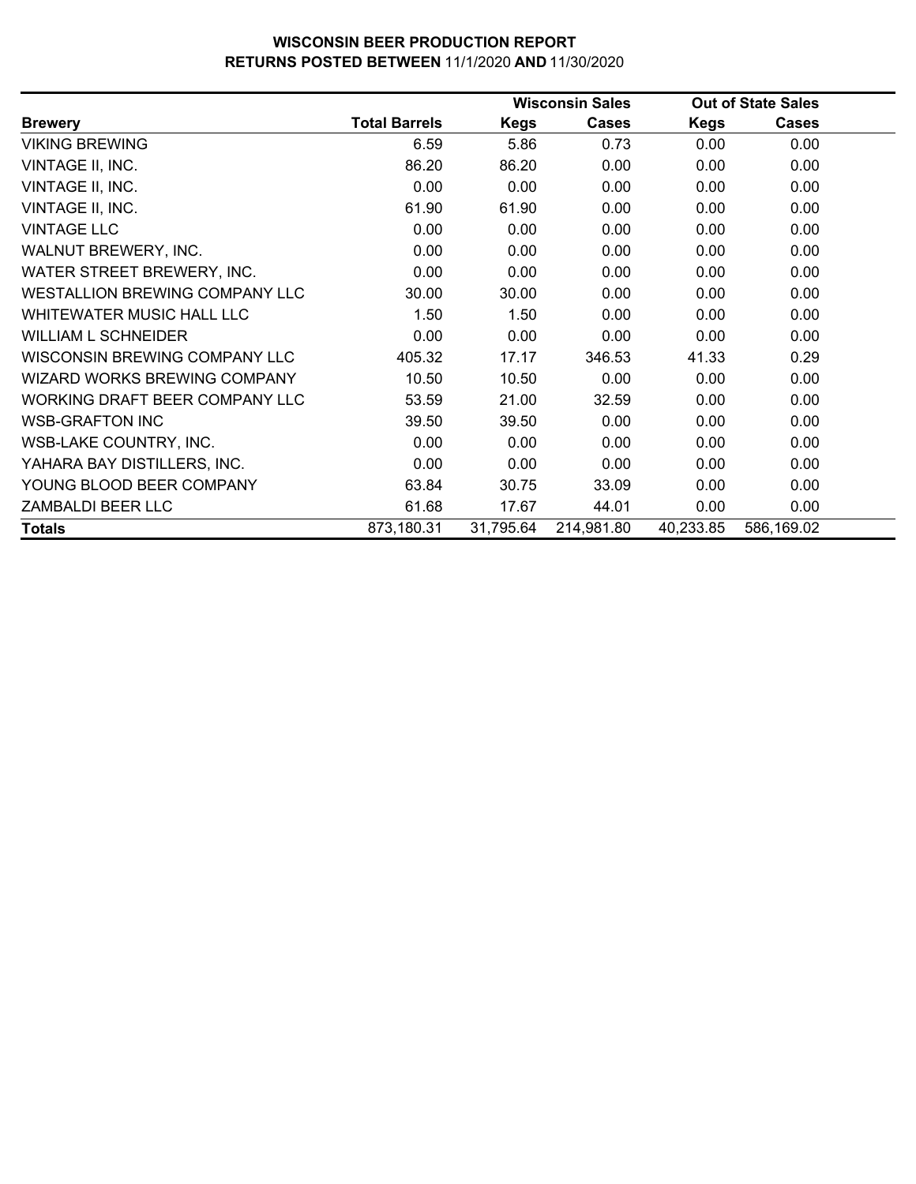**WISCONSIN BEER PRODUCTION REPORT**
**RETURNS POSTED BETWEEN** 11/1/2020 **AND** 11/30/2020

| | | Wisconsin Sales | | Out of State Sales | |
|---|---|---|---|---|---|
| **Brewery** | **Total Barrels** | **Kegs** | **Cases** | **Kegs** | **Cases** |
| VIKING BREWING | 6.59 | 5.86 | 0.73 | 0.00 | 0.00 |
| VINTAGE II, INC. | 86.20 | 86.20 | 0.00 | 0.00 | 0.00 |
| VINTAGE II, INC. | 0.00 | 0.00 | 0.00 | 0.00 | 0.00 |
| VINTAGE II, INC. | 61.90 | 61.90 | 0.00 | 0.00 | 0.00 |
| VINTAGE LLC | 0.00 | 0.00 | 0.00 | 0.00 | 0.00 |
| WALNUT BREWERY, INC. | 0.00 | 0.00 | 0.00 | 0.00 | 0.00 |
| WATER STREET BREWERY, INC. | 0.00 | 0.00 | 0.00 | 0.00 | 0.00 |
| WESTALLION BREWING COMPANY LLC | 30.00 | 30.00 | 0.00 | 0.00 | 0.00 |
| WHITEWATER MUSIC HALL LLC | 1.50 | 1.50 | 0.00 | 0.00 | 0.00 |
| WILLIAM L SCHNEIDER | 0.00 | 0.00 | 0.00 | 0.00 | 0.00 |
| WISCONSIN BREWING COMPANY LLC | 405.32 | 17.17 | 346.53 | 41.33 | 0.29 |
| WIZARD WORKS BREWING COMPANY | 10.50 | 10.50 | 0.00 | 0.00 | 0.00 |
| WORKING DRAFT BEER COMPANY LLC | 53.59 | 21.00 | 32.59 | 0.00 | 0.00 |
| WSB-GRAFTON INC | 39.50 | 39.50 | 0.00 | 0.00 | 0.00 |
| WSB-LAKE COUNTRY, INC. | 0.00 | 0.00 | 0.00 | 0.00 | 0.00 |
| YAHARA BAY DISTILLERS, INC. | 0.00 | 0.00 | 0.00 | 0.00 | 0.00 |
| YOUNG BLOOD BEER COMPANY | 63.84 | 30.75 | 33.09 | 0.00 | 0.00 |
| ZAMBALDI BEER LLC | 61.68 | 17.67 | 44.01 | 0.00 | 0.00 |
| **Totals** | 873,180.31 | 31,795.64 | 214,981.80 | 40,233.85 | 586,169.02 |